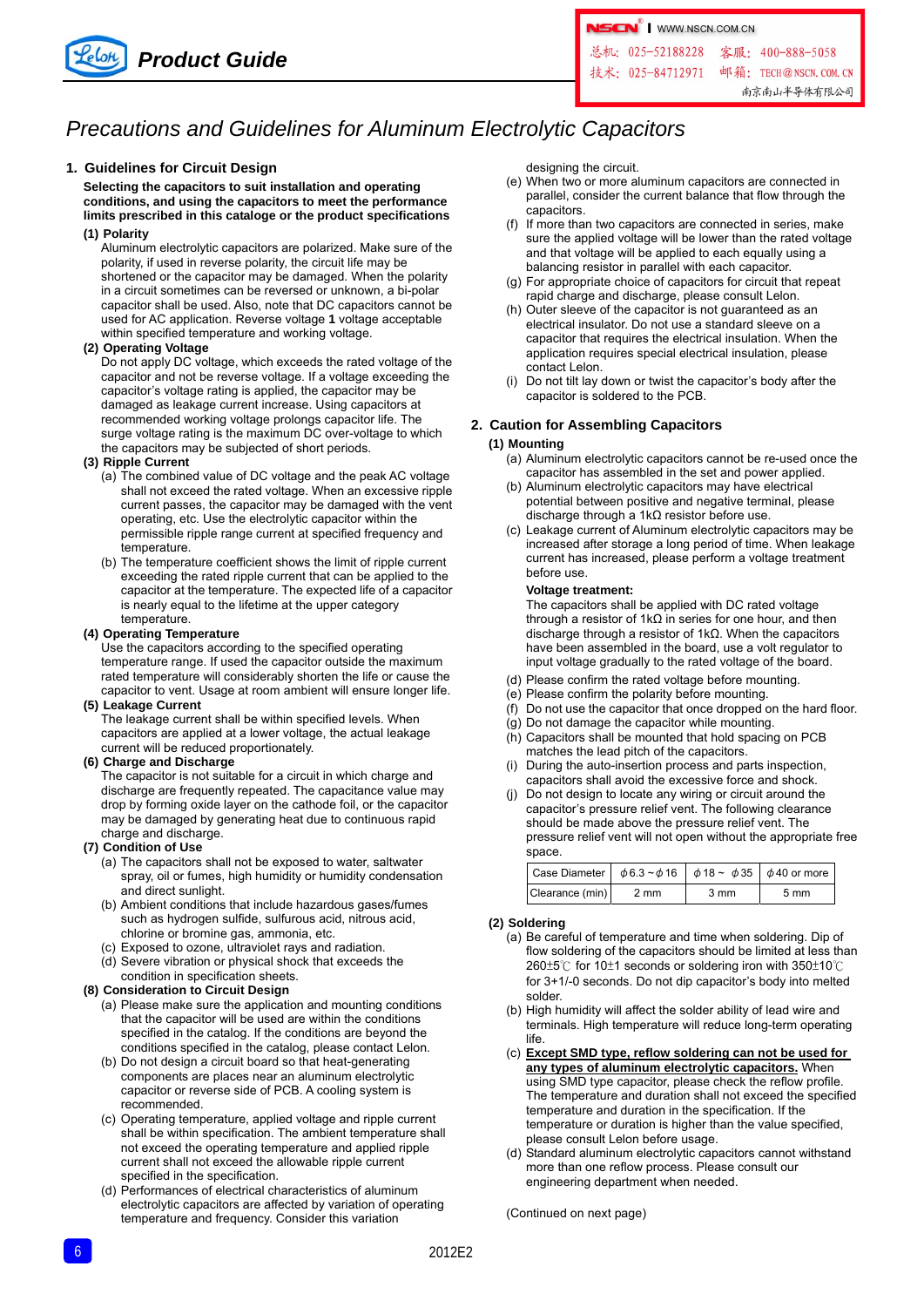# Precautions and Guidelines for Aluminum Electrolytic Capacitors

## 1. Guidelines for Circuit Design

**Selecting the capacitors to suit installation and operating conditions, and using the capacitors to meet the performance limits prescribed in this catalog or the product specifications**

**(1) Polarity**

Aluminum electrolytic capacitors are polarized. Make sure of the polarity, if used in reverse polarity, the circuit life may be shortened or the capacitor may be damaged. When the polarity in a circuit sometimes can be reversed or unknown, a bi-polar capacitor shall be used. Also, note that DC capacitors cannot be used for AC application. Reverse voltage **1** voltage acceptable within specified temperature and working voltage.

**(2) Operating Voltage**

Do not apply DC voltage, which exceeds the rated voltage of the capacitor and not be reverse voltage. If a voltage exceeding the capacitor's voltage rating is applied, the capacitor may be damaged as leakage current increase. Using capacitors at recommended working voltage prolongs capacitor life. The surge voltage rating is the maximum DC over-voltage to which the capacitors may be subjected of short periods.

**(3) Ripple Current**

(a) The combined value of DC voltage and the peak AC voltage shall not exceed the rated voltage. When an excessive ripple current passes, the capacitor may be damaged with the vent operating, etc. Use the electrolytic capacitor within the permissible ripple range current at specified frequency and temperature.

(b) The temperature coefficient shows the limit of ripple current exceeding the rated ripple current that can be applied to the capacitor at the temperature. The expected life of a capacitor is nearly equal to the lifetime at the upper category temperature.

**(4) Operating Temperature**

Use the capacitors according to the specified operating temperature range. If used the capacitor outside the maximum rated temperature will considerably shorten the life or cause the capacitor to vent. Usage at room ambient will ensure longer life.

**(5) Leakage Current**

The leakage current shall be within specified levels. When capacitors are applied at a lower voltage, the actual leakage current will be reduced proportionately.

**(6) Charge and Discharge**

The capacitor is not suitable for a circuit in which charge and discharge are frequently repeated. The capacitance value may drop by forming oxide layer on the cathode foil, or the capacitor may be damaged by generating heat due to continuous rapid charge and discharge.

**(7) Condition of Use**

(a) The capacitors shall not be exposed to water, saltwater spray, oil or fumes, high humidity or humidity condensation and direct sunlight.

(b) Ambient conditions that include hazardous gases/fumes such as hydrogen sulfide, sulfurous acid, nitrous acid, chlorine or bromine gas, ammonia, etc.

(c) Exposed to ozone, ultraviolet rays and radiation.

(d) Severe vibration or physical shock that exceeds the condition in specification sheets.

**(8) Consideration to Circuit Design**

(a) Please make sure the application and mounting conditions that the capacitor will be used are within the conditions specified in the catalog. If the conditions are beyond the conditions specified in the catalog, please contact Lelon.

(b) Do not design a circuit board so that heat-generating components are places near an aluminum electrolytic capacitor or reverse side of PCB. A cooling system is recommended.

(c) Operating temperature, applied voltage and ripple current shall be within specification. The ambient temperature shall not exceed the operating temperature and applied ripple current shall not exceed the allowable ripple current specified in the specification.

(d) Performances of electrical characteristics of aluminum electrolytic capacitors are affected by variation of operating temperature and frequency. Consider this variation designing the circuit.

(e) When two or more aluminum capacitors are connected in parallel, consider the current balance that flow through the capacitors.

(f) If more than two capacitors are connected in series, make sure the applied voltage will be lower than the rated voltage and that voltage will be applied to each equally using a balancing resistor in parallel with each capacitor.

(g) For appropriate choice of capacitors for circuit that repeat rapid charge and discharge, please consult Lelon.

(h) Outer sleeve of the capacitor is not guaranteed as an electrical insulator. Do not use a standard sleeve on a capacitor that requires the electrical insulation. When the application requires special electrical insulation, please contact Lelon.

(i) Do not tilt lay down or twist the capacitor's body after the capacitor is soldered to the PCB.

## 2. Caution for Assembling Capacitors

**(1) Mounting**

(a) Aluminum electrolytic capacitors cannot be re-used once the capacitor has assembled in the set and power applied.

(b) Aluminum electrolytic capacitors may have electrical potential between positive and negative terminal, please discharge through a 1kΩ resistor before use.

(c) Leakage current of Aluminum electrolytic capacitors may be increased after storage a long period of time. When leakage current has increased, please perform a voltage treatment before use.

**Voltage treatment:**

The capacitors shall be applied with DC rated voltage through a resistor of 1kΩ in series for one hour, and then discharge through a resistor of 1kΩ. When the capacitors have been assembled in the board, use a volt regulator to input voltage gradually to the rated voltage of the board.

(d) Please confirm the rated voltage before mounting.

(e) Please confirm the polarity before mounting.

(f) Do not use the capacitor that once dropped on the hard floor.

(g) Do not damage the capacitor while mounting.

(h) Capacitors shall be mounted that hold spacing on PCB matches the lead pitch of the capacitors.

(i) During the auto-insertion process and parts inspection, capacitors shall avoid the excessive force and shock.

(j) Do not design to locate any wiring or circuit around the capacitor's pressure relief vent. The following clearance should be made above the pressure relief vent. The pressure relief vent will not open without the appropriate free space.

| Case Diameter | ϕ6.3 ~ ϕ16 | ϕ18 ~ ϕ35 | ϕ40 or more |
|---|---|---|---|
| Clearance (min) | 2 mm | 3 mm | 5 mm |

**(2) Soldering**

(a) Be careful of temperature and time when soldering. Dip of flow soldering of the capacitors should be limited at less than 260±5℃ for 10±1 seconds or soldering iron with 350±10℃ for 3+1/-0 seconds. Do not dip capacitor's body into melted solder.

(b) High humidity will affect the solder ability of lead wire and terminals. High temperature will reduce long-term operating life.

(c) **Except SMD type, reflow soldering can not be used for any types of aluminum electrolytic capacitors.** When using SMD type capacitor, please check the reflow profile. The temperature and duration shall not exceed the specified temperature and duration in the specification. If the temperature or duration is higher than the value specified, please consult Lelon before usage.

(d) Standard aluminum electrolytic capacitors cannot withstand more than one reflow process. Please consult our engineering department when needed.

(Continued on next page)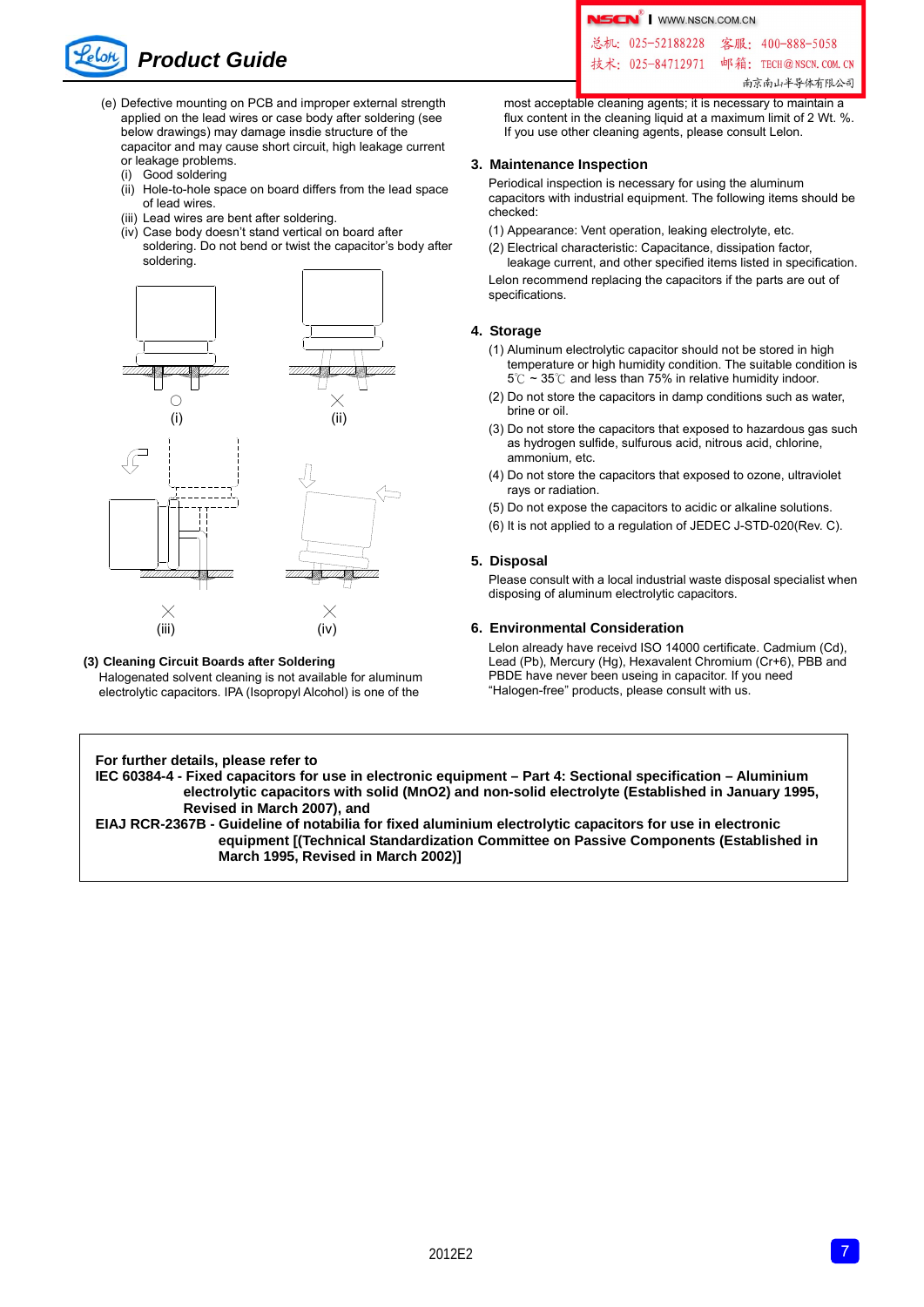(e) Defective mounting on PCB and improper external strength applied on the lead wires or case body after soldering (see below drawings) may damage insdie structure of the capacitor and may cause short circuit, high leakage current or leakage problems.

- (i) Good soldering
- (ii) Hole-to-hole space on board differs from the lead space of lead wires.
- (iii) Lead wires are bent after soldering.
- (iv) Case body doesn't stand vertical on board after soldering. Do not bend or twist the capacitor's body after soldering.

○
(i)

×
(ii)

×
(iii)

×
(iv)

**(3) Cleaning Circuit Boards after Soldering**

Halogenated solvent cleaning is not available for aluminum electrolytic capacitors. IPA (Isopropyl Alcohol) is one of the most acceptable cleaning agents; it is necessary to maintain a flux content in the cleaning liquid at a maximum limit of 2 Wt. %. If you use other cleaning agents, please consult Lelon.

## 3. Maintenance Inspection

Periodical inspection is necessary for using the aluminum capacitors with industrial equipment. The following items should be checked:

(1) Appearance: Vent operation, leaking electrolyte, etc.

(2) Electrical characteristic: Capacitance, dissipation factor, leakage current, and other specified items listed in specification.

Lelon recommend replacing the capacitors if the parts are out of specifications.

## 4. Storage

(1) Aluminum electrolytic capacitor should not be stored in high temperature or high humidity condition. The suitable condition is 5℃ ~ 35℃ and less than 75% in relative humidity indoor.

(2) Do not store the capacitors in damp conditions such as water, brine or oil.

(3) Do not store the capacitors that exposed to hazardous gas such as hydrogen sulfide, sulfurous acid, nitrous acid, chlorine, ammonium, etc.

(4) Do not store the capacitors that exposed to ozone, ultraviolet rays or radiation.

(5) Do not expose the capacitors to acidic or alkaline solutions.

(6) It is not applied to a regulation of JEDEC J-STD-020(Rev. C).

## 5. Disposal

Please consult with a local industrial waste disposal specialist when disposing of aluminum electrolytic capacitors.

## 6. Environmental Consideration

Lelon already have receivd ISO 14000 certificate. Cadmium (Cd), Lead (Pb), Mercury (Hg), Hexavalent Chromium (Cr+6), PBB and PBDE have never been useing in capacitor. If you need "Halogen-free" products, please consult with us.

**For further details, please refer to**
**IEC 60384-4 - Fixed capacitors for use in electronic equipment – Part 4: Sectional specification – Aluminium electrolytic capacitors with solid (MnO2) and non-solid electrolyte (Established in January 1995, Revised in March 2007), and**
**EIAJ RCR-2367B - Guideline of notabilia for fixed aluminium electrolytic capacitors for use in electronic equipment [(Technical Standardization Committee on Passive Components (Established in March 1995, Revised in March 2002)]**

2012E2